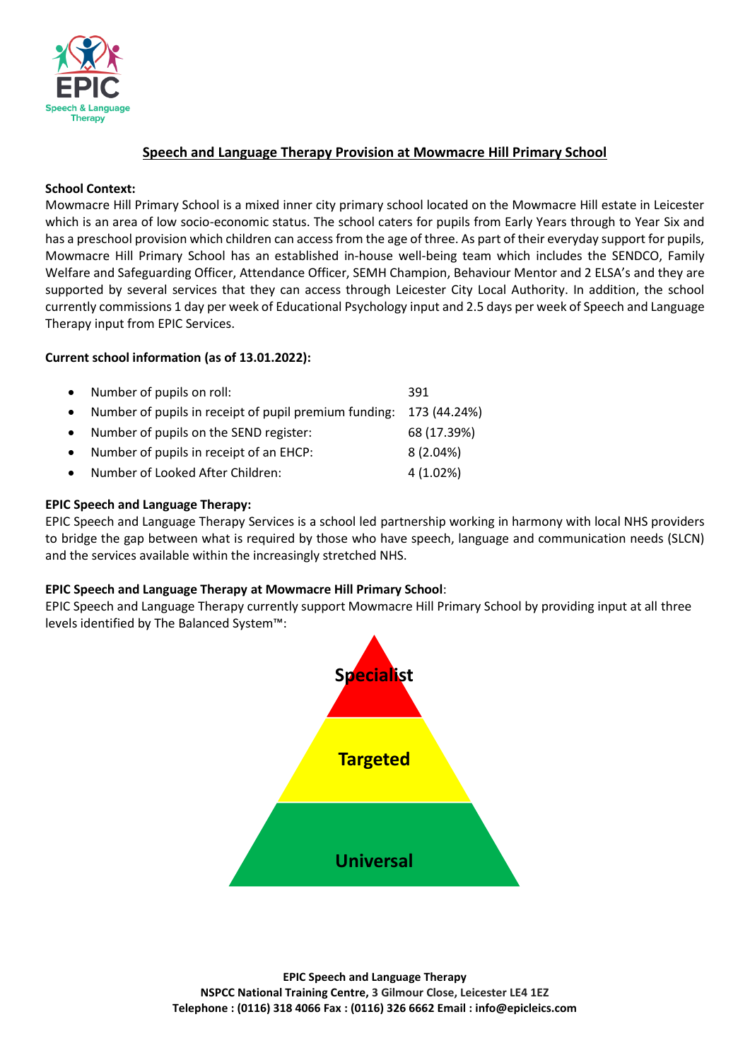# Speech and Language Therapy Provision at Mowmacre Hill Primary School

**School Context:**

Mowmacre Hill Primary School is a mixed inner city primary school located on the Mowmacre Hill estate in Leicester which is an area of low socio-economic status. The school caters for pupils from Early Years through to Year Six and has a preschool provision which children can access from the age of three. As part of their everyday support for pupils, Mowmacre Hill Primary School has an established in-house well-being team which includes the SENDCO, Family Welfare and Safeguarding Officer, Attendance Officer, SEMH Champion, Behaviour Mentor and 2 ELSA's and they are supported by several services that they can access through Leicester City Local Authority. In addition, the school currently commissions 1 day per week of Educational Psychology input and 2.5 days per week of Speech and Language Therapy input from EPIC Services.

**Current school information (as of 13.01.2022):**

- Number of pupils on roll: 391
- Number of pupils in receipt of pupil premium funding: 173 (44.24%)
- Number of pupils on the SEND register: 68 (17.39%)
- Number of pupils in receipt of an EHCP: 8 (2.04%)
- Number of Looked After Children: 4 (1.02%)

**EPIC Speech and Language Therapy:**

EPIC Speech and Language Therapy Services is a school led partnership working in harmony with local NHS providers to bridge the gap between what is required by those who have speech, language and communication needs (SLCN) and the services available within the increasingly stretched NHS.

**EPIC Speech and Language Therapy at Mowmacre Hill Primary School**:

EPIC Speech and Language Therapy currently support Mowmacre Hill Primary School by providing input at all three levels identified by The Balanced System™:

**Specialist**

**Targeted**

**Universal**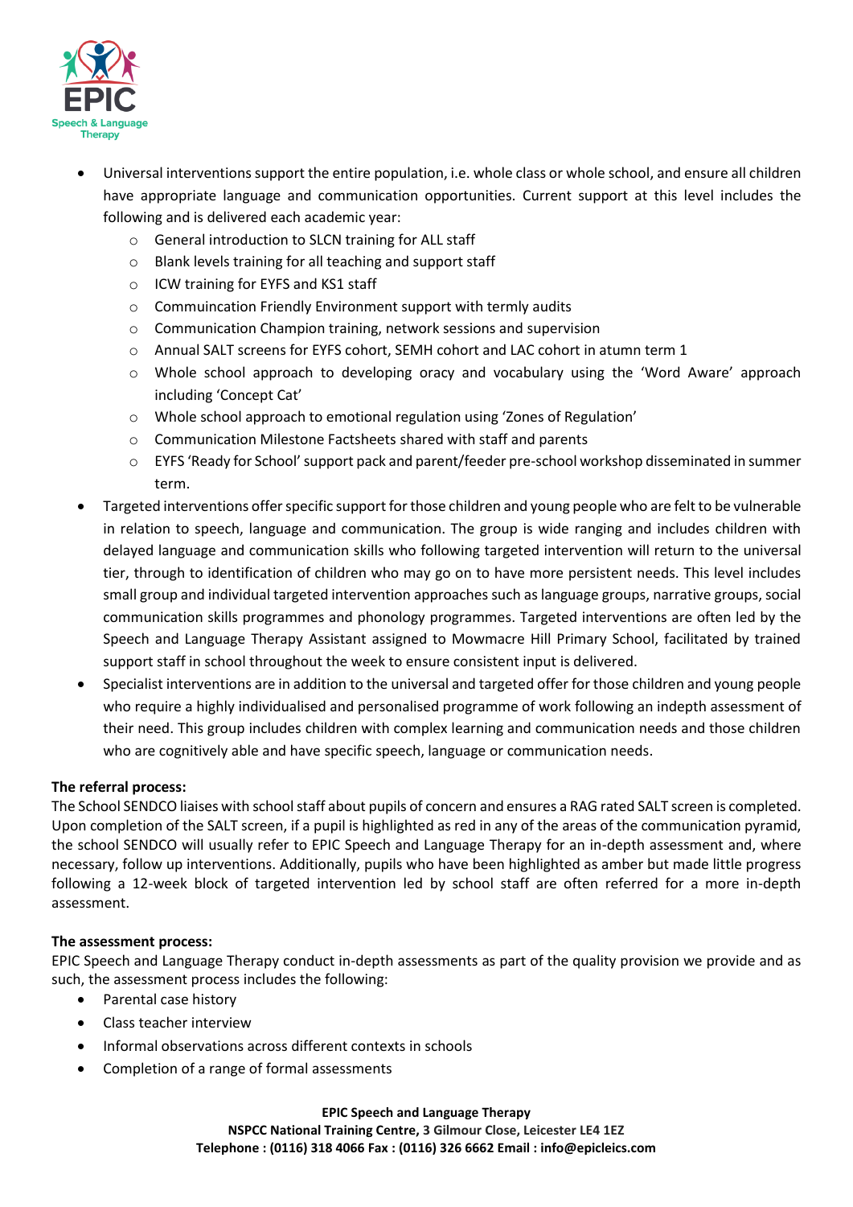- Universal interventions support the entire population, i.e. whole class or whole school, and ensure all children have appropriate language and communication opportunities. Current support at this level includes the following and is delivered each academic year:
    - General introduction to SLCN training for ALL staff
    - Blank levels training for all teaching and support staff
    - ICW training for EYFS and KS1 staff
    - Commuincation Friendly Environment support with termly audits
    - Communication Champion training, network sessions and supervision
    - Annual SALT screens for EYFS cohort, SEMH cohort and LAC cohort in atumn term 1
    - Whole school approach to developing oracy and vocabulary using the 'Word Aware' approach including 'Concept Cat'
    - Whole school approach to emotional regulation using 'Zones of Regulation'
    - Communication Milestone Factsheets shared with staff and parents
    - EYFS 'Ready for School' support pack and parent/feeder pre-school workshop disseminated in summer term.
- Targeted interventions offer specific support for those children and young people who are felt to be vulnerable in relation to speech, language and communication. The group is wide ranging and includes children with delayed language and communication skills who following targeted intervention will return to the universal tier, through to identification of children who may go on to have more persistent needs. This level includes small group and individual targeted intervention approaches such as language groups, narrative groups, social communication skills programmes and phonology programmes. Targeted interventions are often led by the Speech and Language Therapy Assistant assigned to Mowmacre Hill Primary School, facilitated by trained support staff in school throughout the week to ensure consistent input is delivered.
- Specialist interventions are in addition to the universal and targeted offer for those children and young people who require a highly individualised and personalised programme of work following an indepth assessment of their need. This group includes children with complex learning and communication needs and those children who are cognitively able and have specific speech, language or communication needs.

**The referral process:**

The School SENDCO liaises with school staff about pupils of concern and ensures a RAG rated SALT screen is completed. Upon completion of the SALT screen, if a pupil is highlighted as red in any of the areas of the communication pyramid, the school SENDCO will usually refer to EPIC Speech and Language Therapy for an in-depth assessment and, where necessary, follow up interventions. Additionally, pupils who have been highlighted as amber but made little progress following a 12-week block of targeted intervention led by school staff are often referred for a more in-depth assessment.

**The assessment process:**

EPIC Speech and Language Therapy conduct in-depth assessments as part of the quality provision we provide and as such, the assessment process includes the following:

- Parental case history
- Class teacher interview
- Informal observations across different contexts in schools
- Completion of a range of formal assessments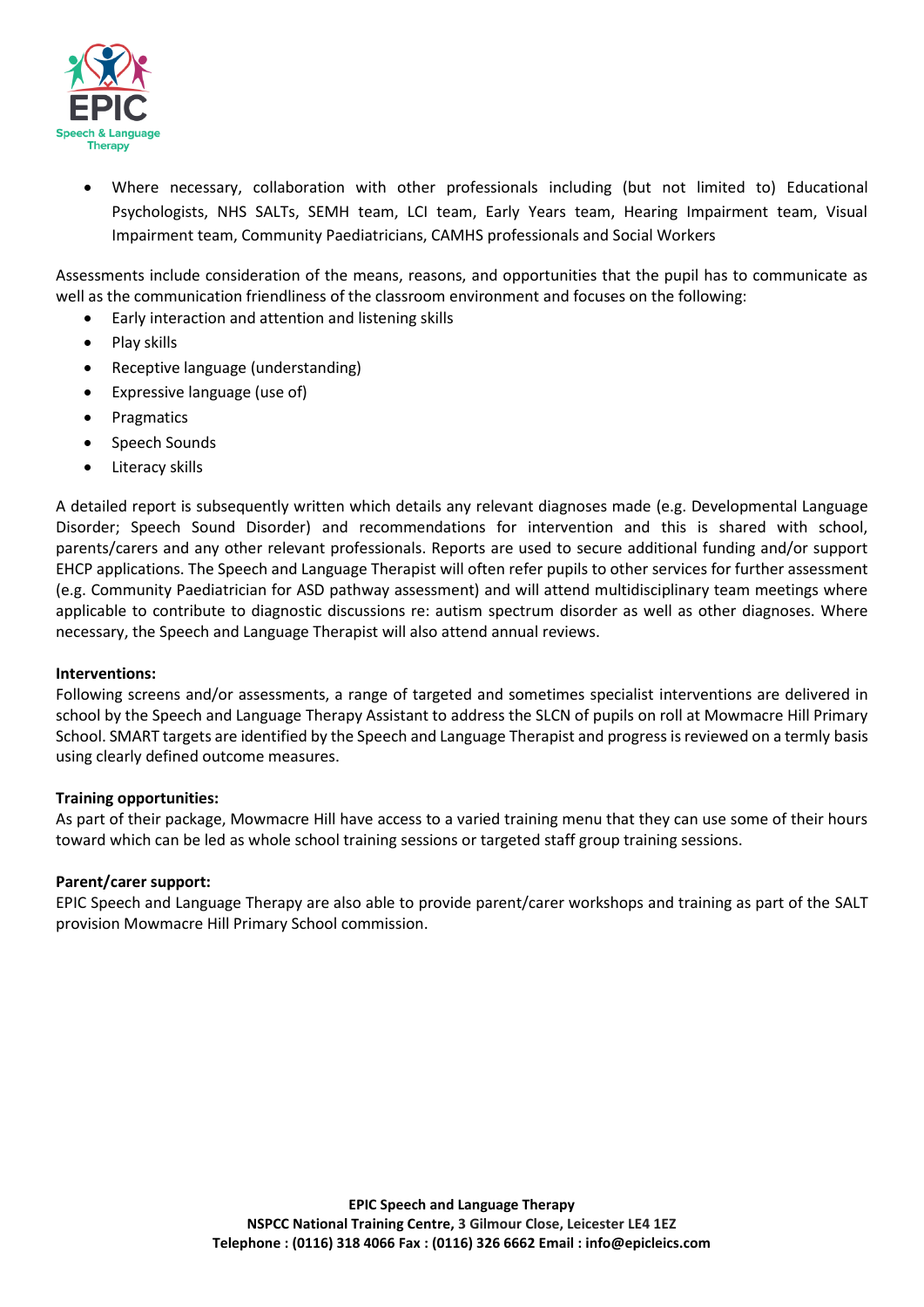- Where necessary, collaboration with other professionals including (but not limited to) Educational Psychologists, NHS SALTs, SEMH team, LCI team, Early Years team, Hearing Impairment team, Visual Impairment team, Community Paediatricians, CAMHS professionals and Social Workers

Assessments include consideration of the means, reasons, and opportunities that the pupil has to communicate as well as the communication friendliness of the classroom environment and focuses on the following:

- Early interaction and attention and listening skills
- Play skills
- Receptive language (understanding)
- Expressive language (use of)
- Pragmatics
- Speech Sounds
- Literacy skills

A detailed report is subsequently written which details any relevant diagnoses made (e.g. Developmental Language Disorder; Speech Sound Disorder) and recommendations for intervention and this is shared with school, parents/carers and any other relevant professionals. Reports are used to secure additional funding and/or support EHCP applications. The Speech and Language Therapist will often refer pupils to other services for further assessment (e.g. Community Paediatrician for ASD pathway assessment) and will attend multidisciplinary team meetings where applicable to contribute to diagnostic discussions re: autism spectrum disorder as well as other diagnoses. Where necessary, the Speech and Language Therapist will also attend annual reviews.

**Interventions:**
Following screens and/or assessments, a range of targeted and sometimes specialist interventions are delivered in school by the Speech and Language Therapy Assistant to address the SLCN of pupils on roll at Mowmacre Hill Primary School. SMART targets are identified by the Speech and Language Therapist and progress is reviewed on a termly basis using clearly defined outcome measures.

**Training opportunities:**
As part of their package, Mowmacre Hill have access to a varied training menu that they can use some of their hours toward which can be led as whole school training sessions or targeted staff group training sessions.

**Parent/carer support:**
EPIC Speech and Language Therapy are also able to provide parent/carer workshops and training as part of the SALT provision Mowmacre Hill Primary School commission.